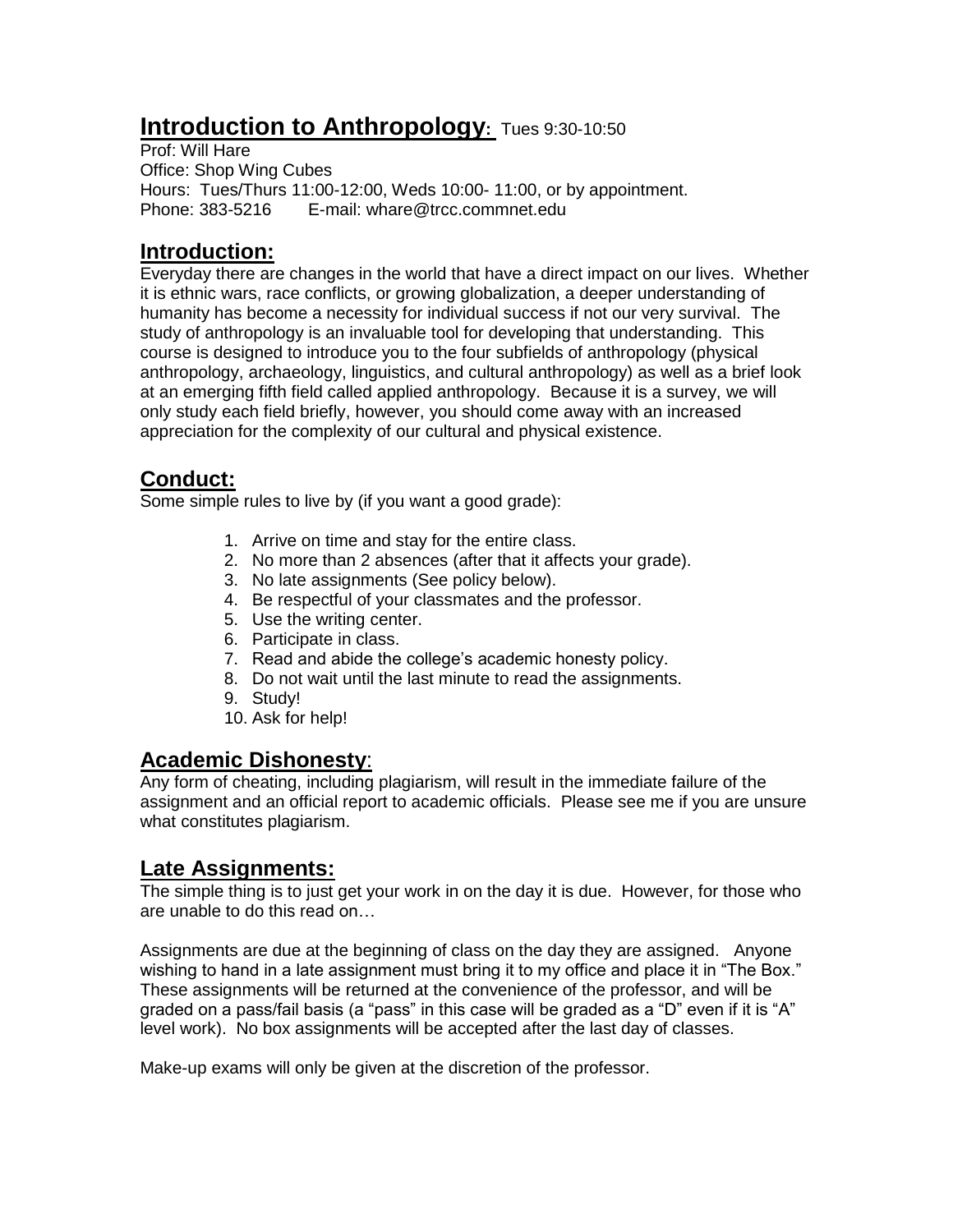# Introduction to Anthropology: Tues 9:30-10:50

Prof: Will Hare
Office: Shop Wing Cubes
Hours: Tues/Thurs 11:00-12:00, Weds 10:00- 11:00, or by appointment.
Phone: 383-5216 E-mail: whare@trcc.commnet.edu

## Introduction:

Everyday there are changes in the world that have a direct impact on our lives. Whether it is ethnic wars, race conflicts, or growing globalization, a deeper understanding of humanity has become a necessity for individual success if not our very survival. The study of anthropology is an invaluable tool for developing that understanding. This course is designed to introduce you to the four subfields of anthropology (physical anthropology, archaeology, linguistics, and cultural anthropology) as well as a brief look at an emerging fifth field called applied anthropology. Because it is a survey, we will only study each field briefly, however, you should come away with an increased appreciation for the complexity of our cultural and physical existence.

## Conduct:

Some simple rules to live by (if you want a good grade):

1. Arrive on time and stay for the entire class.
2. No more than 2 absences (after that it affects your grade).
3. No late assignments (See policy below).
4. Be respectful of your classmates and the professor.
5. Use the writing center.
6. Participate in class.
7. Read and abide the college's academic honesty policy.
8. Do not wait until the last minute to read the assignments.
9. Study!
10. Ask for help!

## Academic Dishonesty:

Any form of cheating, including plagiarism, will result in the immediate failure of the assignment and an official report to academic officials. Please see me if you are unsure what constitutes plagiarism.

## Late Assignments:

The simple thing is to just get your work in on the day it is due. However, for those who are unable to do this read on…

Assignments are due at the beginning of class on the day they are assigned. Anyone wishing to hand in a late assignment must bring it to my office and place it in "The Box." These assignments will be returned at the convenience of the professor, and will be graded on a pass/fail basis (a "pass" in this case will be graded as a "D" even if it is "A" level work). No box assignments will be accepted after the last day of classes.

Make-up exams will only be given at the discretion of the professor.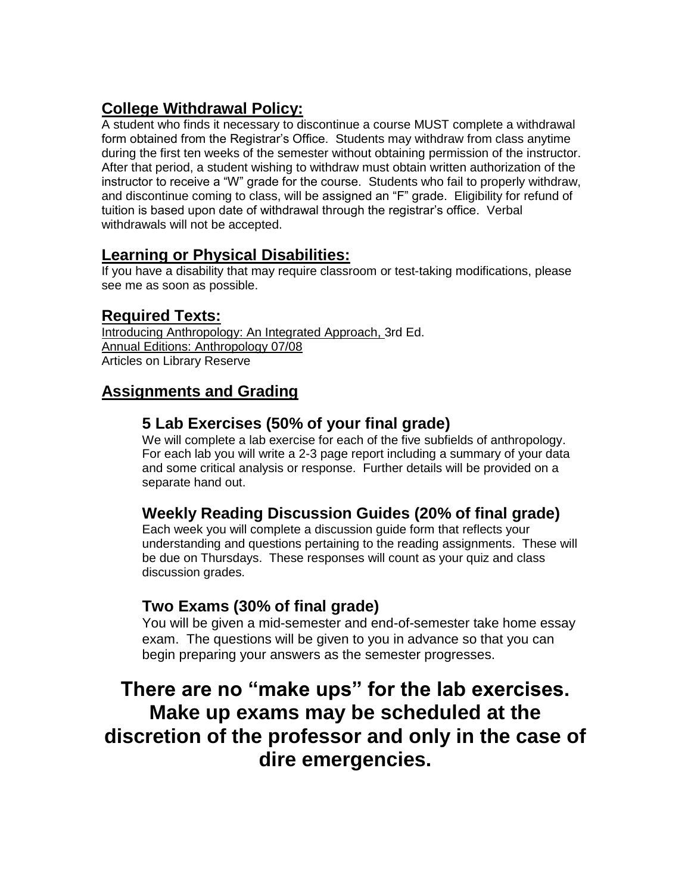## College Withdrawal Policy:

A student who finds it necessary to discontinue a course MUST complete a withdrawal form obtained from the Registrar's Office. Students may withdraw from class anytime during the first ten weeks of the semester without obtaining permission of the instructor. After that period, a student wishing to withdraw must obtain written authorization of the instructor to receive a "W" grade for the course. Students who fail to properly withdraw, and discontinue coming to class, will be assigned an "F" grade. Eligibility for refund of tuition is based upon date of withdrawal through the registrar's office. Verbal withdrawals will not be accepted.

## Learning or Physical Disabilities:

If you have a disability that may require classroom or test-taking modifications, please see me as soon as possible.

## Required Texts:

Introducing Anthropology: An Integrated Approach, 3rd Ed.
Annual Editions: Anthropology 07/08
Articles on Library Reserve

## Assignments and Grading

### 5 Lab Exercises (50% of your final grade)

We will complete a lab exercise for each of the five subfields of anthropology. For each lab you will write a 2-3 page report including a summary of your data and some critical analysis or response. Further details will be provided on a separate hand out.

### Weekly Reading Discussion Guides (20% of final grade)

Each week you will complete a discussion guide form that reflects your understanding and questions pertaining to the reading assignments. These will be due on Thursdays. These responses will count as your quiz and class discussion grades.

### Two Exams (30% of final grade)

You will be given a mid-semester and end-of-semester take home essay exam. The questions will be given to you in advance so that you can begin preparing your answers as the semester progresses.

**There are no "make ups" for the lab exercises. Make up exams may be scheduled at the discretion of the professor and only in the case of dire emergencies.**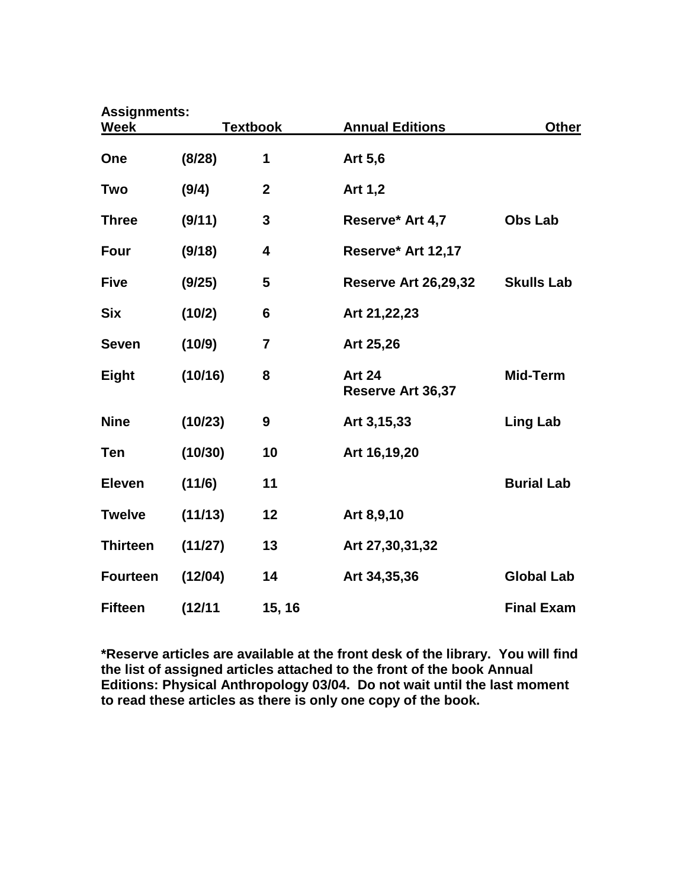**Assignments:**

| Week | | Textbook | Annual Editions | Other |
|---|---|---|---|---|
| One | (8/28) | 1 | Art 5,6 | |
| Two | (9/4) | 2 | Art 1,2 | |
| Three | (9/11) | 3 | Reserve* Art 4,7 | Obs Lab |
| Four | (9/18) | 4 | Reserve* Art 12,17 | |
| Five | (9/25) | 5 | Reserve Art 26,29,32 | Skulls Lab |
| Six | (10/2) | 6 | Art 21,22,23 | |
| Seven | (10/9) | 7 | Art 25,26 | |
| Eight | (10/16) | 8 | Art 24<br>Reserve Art 36,37 | Mid-Term |
| Nine | (10/23) | 9 | Art 3,15,33 | Ling Lab |
| Ten | (10/30) | 10 | Art 16,19,20 | |
| Eleven | (11/6) | 11 | | Burial Lab |
| Twelve | (11/13) | 12 | Art 8,9,10 | |
| Thirteen | (11/27) | 13 | Art 27,30,31,32 | |
| Fourteen | (12/04) | 14 | Art 34,35,36 | Global Lab |
| Fifteen | (12/11 | 15, 16 | | Final Exam |

**\*Reserve articles are available at the front desk of the library. You will find the list of assigned articles attached to the front of the book Annual Editions: Physical Anthropology 03/04. Do not wait until the last moment to read these articles as there is only one copy of the book.**